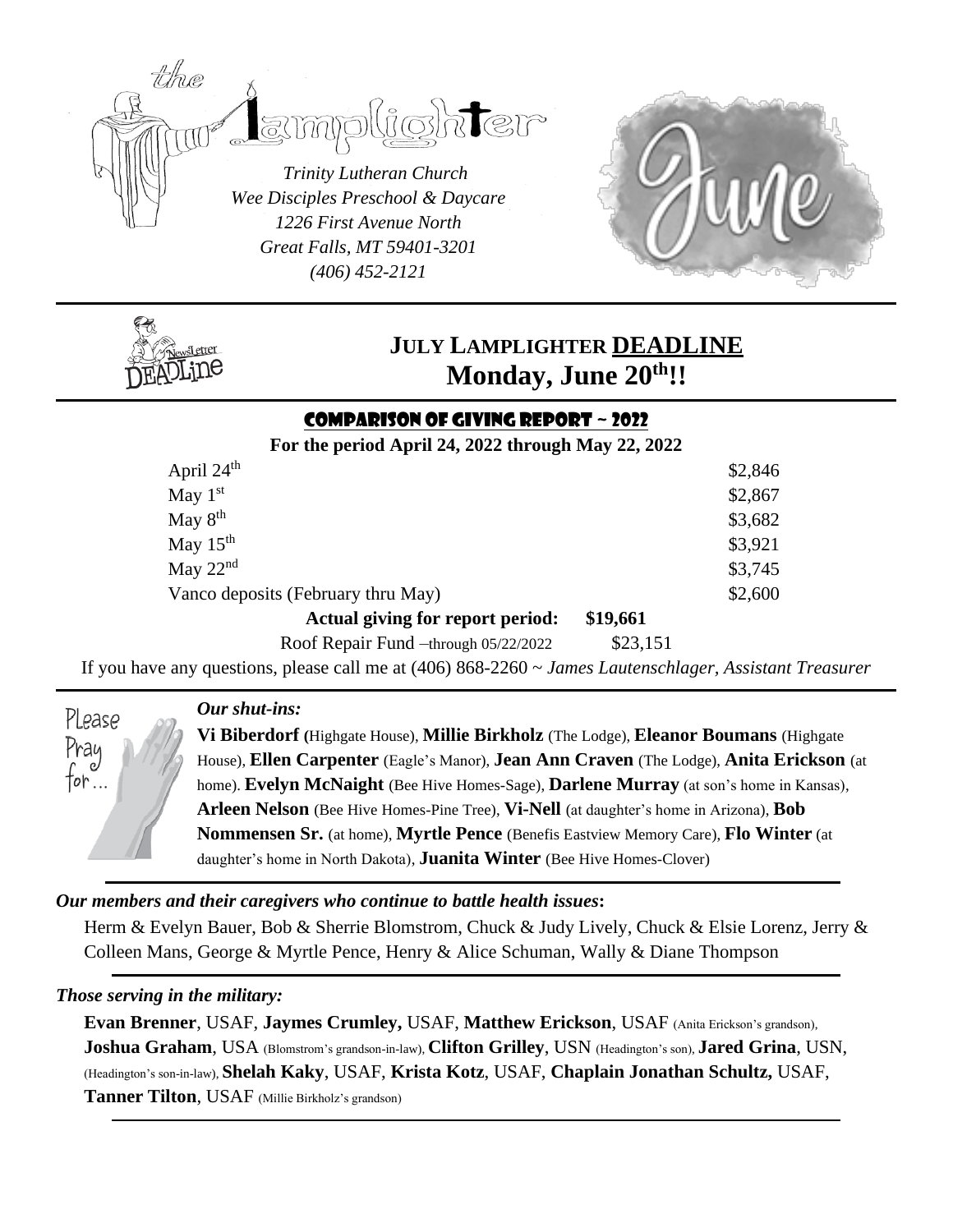# the Lamplighter

*Trinity Lutheran Church*
*Wee Disciples Preschool & Daycare*
*1226 First Avenue North*
*Great Falls, MT 59401-3201*
*(406) 452-2121*

June

## JULY LAMPLIGHTER DEADLINE
## Monday, June 20th!!

### COMPARISON OF GIVING REPORT ~ 2022

**For the period April 24, 2022 through May 22, 2022**

| | |
|---|---|
| April 24th | $2,846 |
| May 1st | $2,867 |
| May 8th | $3,682 |
| May 15th | $3,921 |
| May 22nd | $3,745 |
| Vanco deposits (February thru May) | $2,600 |
| **Actual giving for report period:** | **$19,661** |
| Roof Repair Fund –through 05/22/2022 | $23,151 |

If you have any questions, please call me at (406) 868-2260 ~ *James Lautenschlager, Assistant Treasurer*

Please Pray for…

***Our shut-ins:***

**Vi Biberdorf (**Highgate House), **Millie Birkholz** (The Lodge), **Eleanor Boumans** (Highgate House), **Ellen Carpenter** (Eagle's Manor), **Jean Ann Craven** (The Lodge), **Anita Erickson** (at home). **Evelyn McNaight** (Bee Hive Homes-Sage), **Darlene Murray** (at son's home in Kansas), **Arleen Nelson** (Bee Hive Homes-Pine Tree), **Vi-Nell** (at daughter's home in Arizona), **Bob Nommensen Sr.** (at home), **Myrtle Pence** (Benefis Eastview Memory Care), **Flo Winter** (at daughter's home in North Dakota), **Juanita Winter** (Bee Hive Homes-Clover)

***Our members and their caregivers who continue to battle health issues*:**

Herm & Evelyn Bauer, Bob & Sherrie Blomstrom, Chuck & Judy Lively, Chuck & Elsie Lorenz, Jerry & Colleen Mans, George & Myrtle Pence, Henry & Alice Schuman, Wally & Diane Thompson

***Those serving in the military:***

**Evan Brenner**, USAF, **Jaymes Crumley,** USAF, **Matthew Erickson**, USAF (Anita Erickson's grandson), **Joshua Graham**, USA (Blomstrom's grandson-in-law), **Clifton Grilley**, USN (Headington's son), **Jared Grina**, USN, (Headington's son-in-law), **Shelah Kaky**, USAF, **Krista Kotz**, USAF, **Chaplain Jonathan Schultz,** USAF, **Tanner Tilton**, USAF (Millie Birkholz's grandson)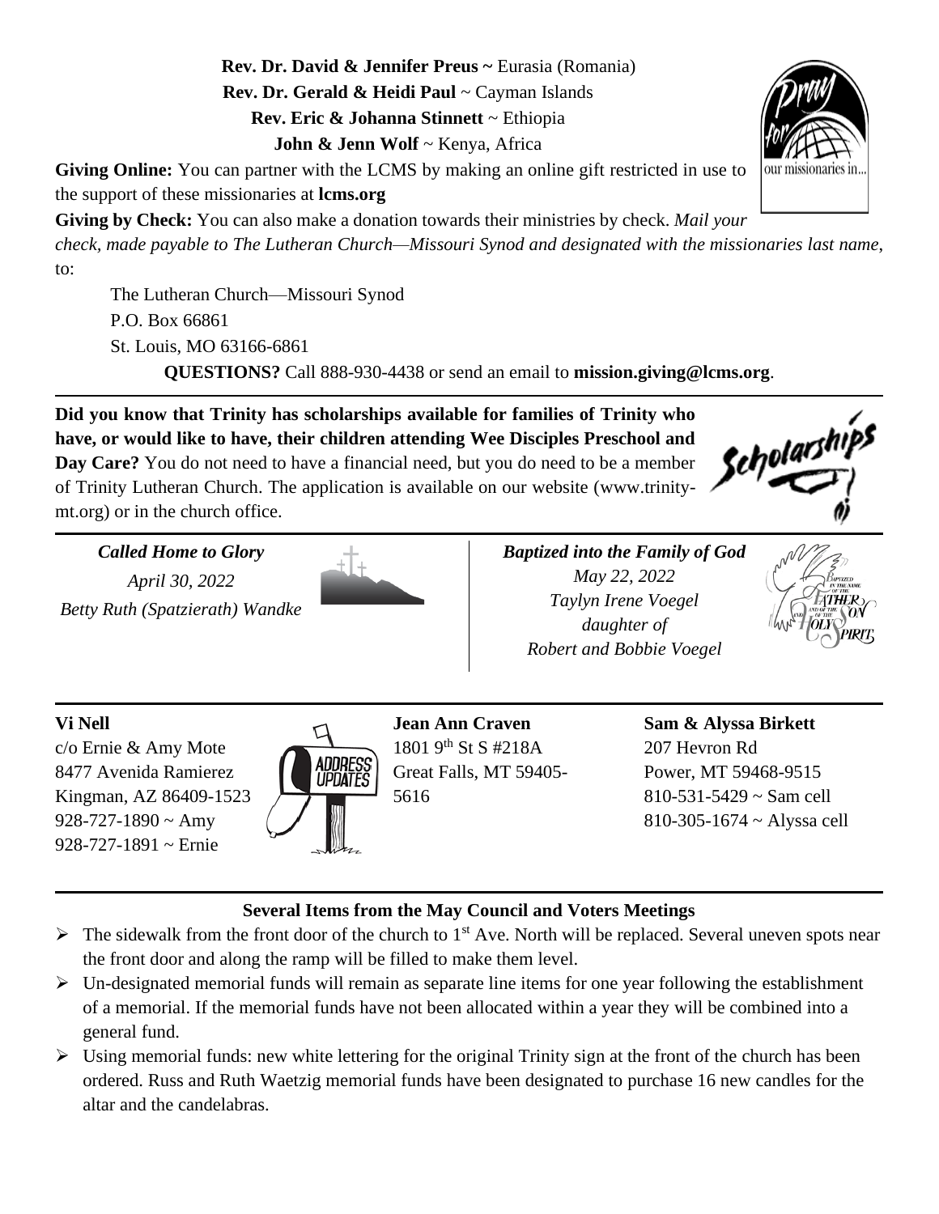**Rev. Dr. David & Jennifer Preus ~** Eurasia (Romania)
**Rev. Dr. Gerald & Heidi Paul** ~ Cayman Islands
**Rev. Eric & Johanna Stinnett** ~ Ethiopia
**John & Jenn Wolf** ~ Kenya, Africa

**Giving Online:** You can partner with the LCMS by making an online gift restricted in use to the support of these missionaries at **lcms.org**

**Giving by Check:** You can also make a donation towards their ministries by check. *Mail your check, made payable to The Lutheran Church—Missouri Synod and designated with the missionaries last name*, to:

The Lutheran Church—Missouri Synod
P.O. Box 66861
St. Louis, MO 63166-6861

**QUESTIONS?** Call 888-930-4438 or send an email to **mission.giving@lcms.org**.

---

**Did you know that Trinity has scholarships available for families of Trinity who have, or would like to have, their children attending Wee Disciples Preschool and Day Care?** You do not need to have a financial need, but you do need to be a member of Trinity Lutheran Church. The application is available on our website (www.trinity-mt.org) or in the church office.

---

***Called Home to Glory***
*April 30, 2022*
*Betty Ruth (Spatzierath) Wandke*

***Baptized into the Family of God***
*May 22, 2022*
*Taylyn Irene Voegel*
*daughter of*
*Robert and Bobbie Voegel*

---

**Vi Nell**
c/o Ernie & Amy Mote
8477 Avenida Ramierez
Kingman, AZ 86409-1523
928-727-1890 ~ Amy
928-727-1891 ~ Ernie

**Jean Ann Craven**
1801 9th St S #218A
Great Falls, MT 59405-5616

**Sam & Alyssa Birkett**
207 Hevron Rd
Power, MT 59468-9515
810-531-5429 ~ Sam cell
810-305-1674 ~ Alyssa cell

---

**Several Items from the May Council and Voters Meetings**

- The sidewalk from the front door of the church to 1st Ave. North will be replaced. Several uneven spots near the front door and along the ramp will be filled to make them level.
- Un-designated memorial funds will remain as separate line items for one year following the establishment of a memorial. If the memorial funds have not been allocated within a year they will be combined into a general fund.
- Using memorial funds: new white lettering for the original Trinity sign at the front of the church has been ordered. Russ and Ruth Waetzig memorial funds have been designated to purchase 16 new candles for the altar and the candelabras.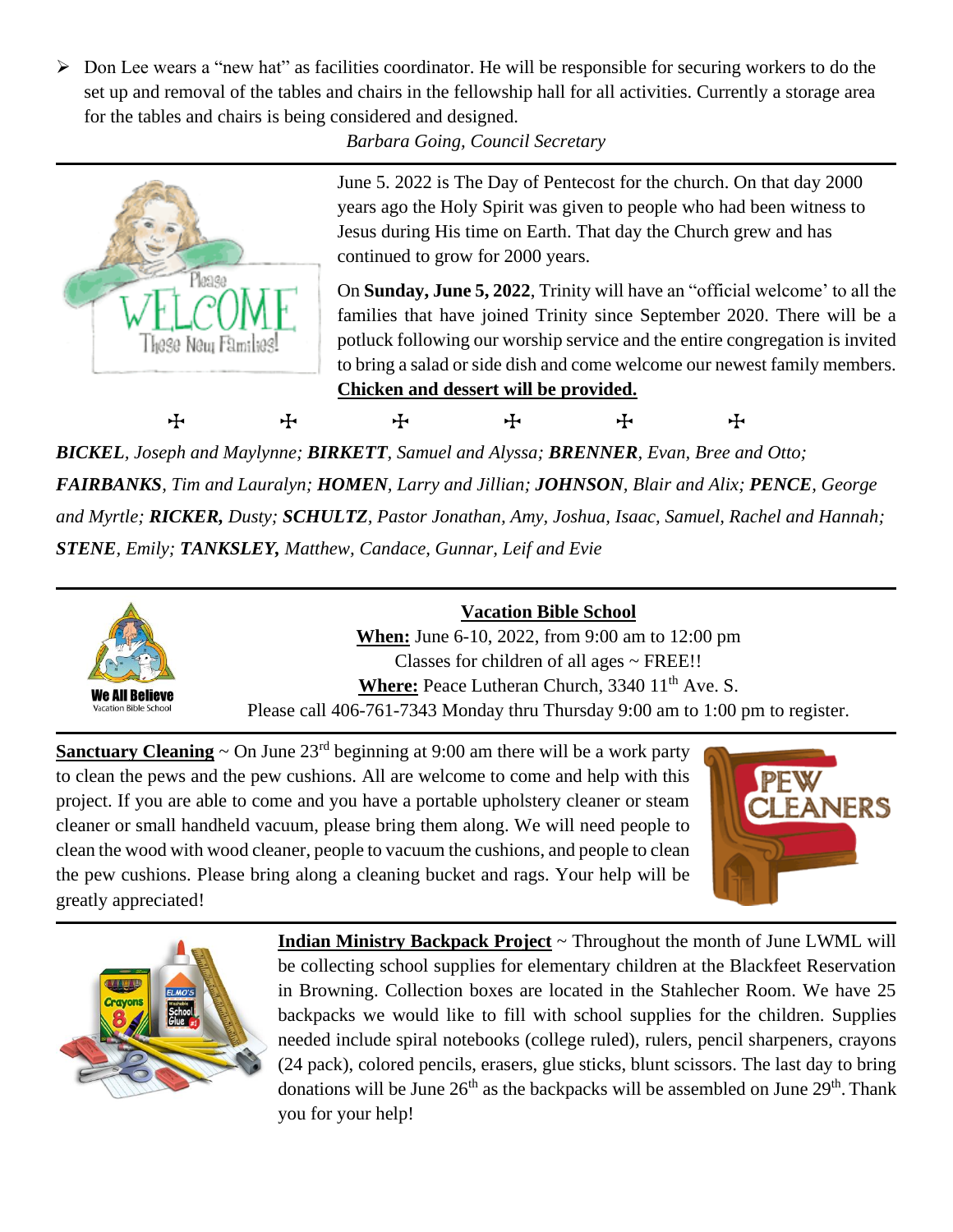- Don Lee wears a "new hat" as facilities coordinator. He will be responsible for securing workers to do the set up and removal of the tables and chairs in the fellowship hall for all activities. Currently a storage area for the tables and chairs is being considered and designed.

*Barbara Going, Council Secretary*

---

June 5. 2022 is The Day of Pentecost for the church. On that day 2000 years ago the Holy Spirit was given to people who had been witness to Jesus during His time on Earth. That day the Church grew and has continued to grow for 2000 years.

On **Sunday, June 5, 2022**, Trinity will have an "official welcome' to all the families that have joined Trinity since September 2020. There will be a potluck following our worship service and the entire congregation is invited to bring a salad or side dish and come welcome our newest family members. **Chicken and dessert will be provided.**

✠ ✠ ✠ ✠ ✠ ✠

***BICKEL****, Joseph and Maylynne;* ***BIRKETT****, Samuel and Alyssa;* ***BRENNER****, Evan, Bree and Otto;* ***FAIRBANKS****, Tim and Lauralyn;* ***HOMEN****, Larry and Jillian;* ***JOHNSON****, Blair and Alix;* ***PENCE****, George and Myrtle;* ***RICKER,*** *Dusty;* ***SCHULTZ****, Pastor Jonathan, Amy, Joshua, Isaac, Samuel, Rachel and Hannah;* ***STENE****, Emily;* ***TANKSLEY,*** *Matthew, Candace, Gunnar, Leif and Evie*

---

**Vacation Bible School**

**When:** June 6-10, 2022, from 9:00 am to 12:00 pm

Classes for children of all ages ~ FREE!!

**Where:** Peace Lutheran Church, 3340 11th Ave. S.

Please call 406-761-7343 Monday thru Thursday 9:00 am to 1:00 pm to register.

---

**Sanctuary Cleaning** ~ On June 23rd beginning at 9:00 am there will be a work party to clean the pews and the pew cushions. All are welcome to come and help with this project. If you are able to come and you have a portable upholstery cleaner or steam cleaner or small handheld vacuum, please bring them along. We will need people to clean the wood with wood cleaner, people to vacuum the cushions, and people to clean the pew cushions. Please bring along a cleaning bucket and rags. Your help will be greatly appreciated!

---

**Indian Ministry Backpack Project** ~ Throughout the month of June LWML will be collecting school supplies for elementary children at the Blackfeet Reservation in Browning. Collection boxes are located in the Stahlecher Room. We have 25 backpacks we would like to fill with school supplies for the children. Supplies needed include spiral notebooks (college ruled), rulers, pencil sharpeners, crayons (24 pack), colored pencils, erasers, glue sticks, blunt scissors. The last day to bring donations will be June 26th as the backpacks will be assembled on June 29th. Thank you for your help!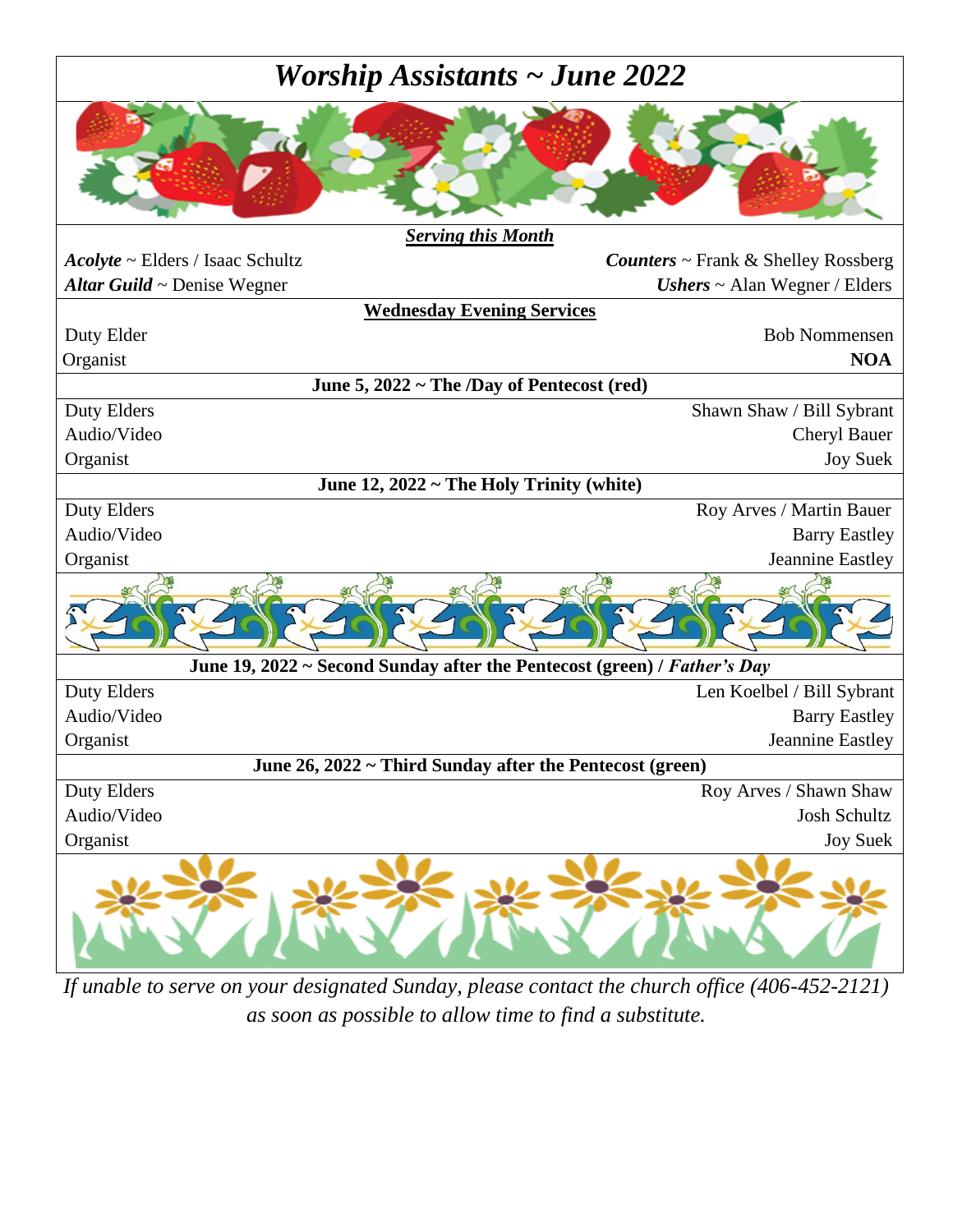# *Worship Assistants ~ June 2022*

***Serving this Month***

***Acolyte*** ~ Elders / Isaac Schultz
***Altar Guild*** ~ Denise Wegner
***Counters*** ~ Frank & Shelley Rossberg
***Ushers*** ~ Alan Wegner / Elders

**Wednesday Evening Services**

| | |
|---|---|
| Duty Elder | Bob Nommensen |
| Organist | **NOA** |

**June 5, 2022 ~ The /Day of Pentecost (red)**

| | |
|---|---|
| Duty Elders | Shawn Shaw / Bill Sybrant |
| Audio/Video | Cheryl Bauer |
| Organist | Joy Suek |

**June 12, 2022 ~ The Holy Trinity (white)**

| | |
|---|---|
| Duty Elders | Roy Arves / Martin Bauer |
| Audio/Video | Barry Eastley |
| Organist | Jeannine Eastley |

**June 19, 2022 ~ Second Sunday after the Pentecost (green) / *Father's Day***

| | |
|---|---|
| Duty Elders | Len Koelbel / Bill Sybrant |
| Audio/Video | Barry Eastley |
| Organist | Jeannine Eastley |

**June 26, 2022 ~ Third Sunday after the Pentecost (green)**

| | |
|---|---|
| Duty Elders | Roy Arves / Shawn Shaw |
| Audio/Video | Josh Schultz |
| Organist | Joy Suek |

*If unable to serve on your designated Sunday, please contact the church office (406-452-2121) as soon as possible to allow time to find a substitute.*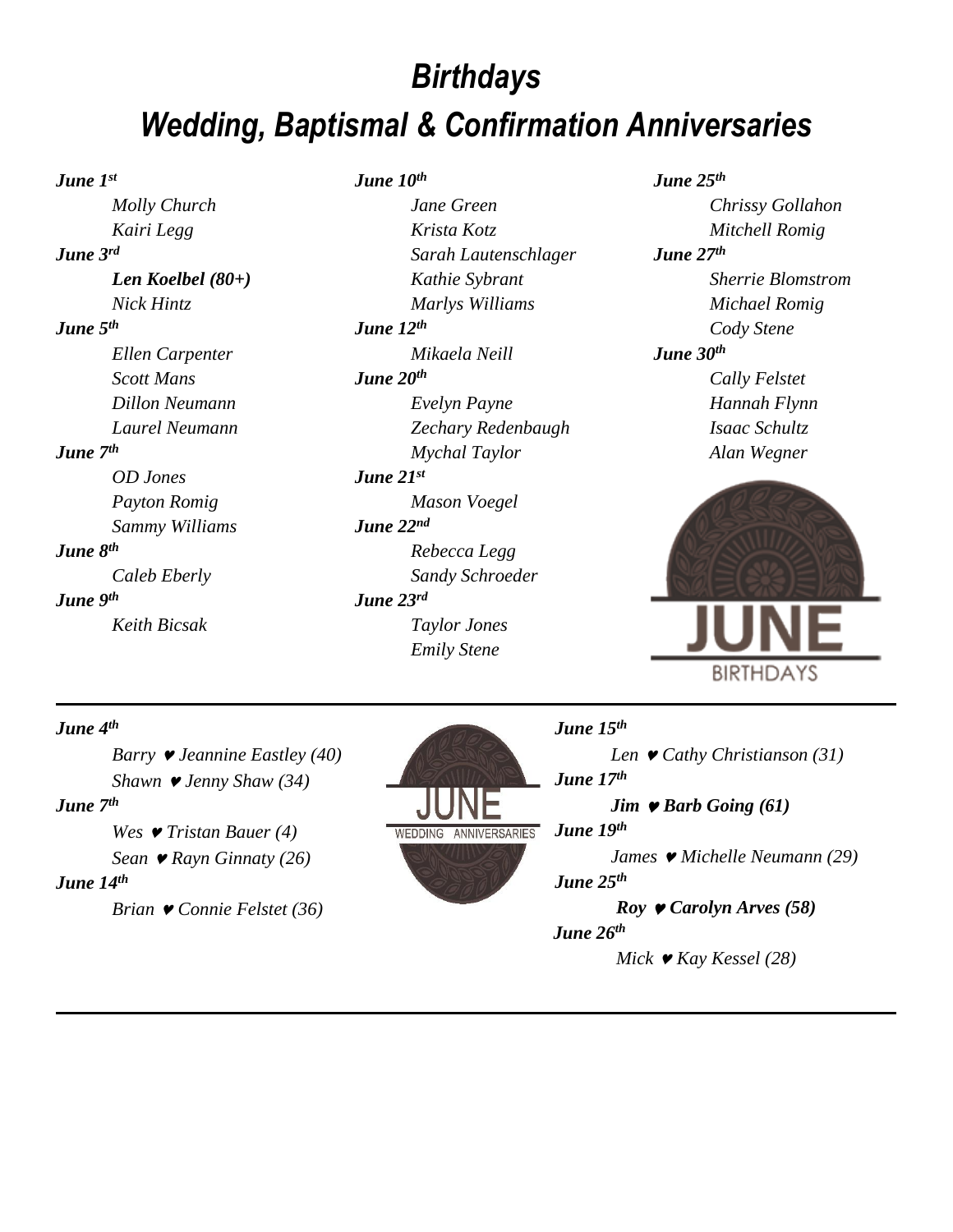# *Birthdays*

# *Wedding, Baptismal & Confirmation Anniversaries*

***June 1st***
- *Molly Church*
- *Kairi Legg*

***June 3rd***
- ***Len Koelbel (80+)***
- *Nick Hintz*

***June 5th***
- *Ellen Carpenter*
- *Scott Mans*
- *Dillon Neumann*
- *Laurel Neumann*

***June 7th***
- *OD Jones*
- *Payton Romig*
- *Sammy Williams*

***June 8th***
- *Caleb Eberly*

***June 9th***
- *Keith Bicsak*

***June 10th***
- *Jane Green*
- *Krista Kotz*
- *Sarah Lautenschlager*
- *Kathie Sybrant*
- *Marlys Williams*

***June 12th***
- *Mikaela Neill*

***June 20th***
- *Evelyn Payne*
- *Zechary Redenbaugh*
- *Mychal Taylor*

***June 21st***
- *Mason Voegel*

***June 22nd***
- *Rebecca Legg*
- *Sandy Schroeder*

***June 23rd***
- *Taylor Jones*
- *Emily Stene*

***June 25th***
- *Chrissy Gollahon*
- *Mitchell Romig*

***June 27th***
- *Sherrie Blomstrom*
- *Michael Romig*
- *Cody Stene*

***June 30th***
- *Cally Felstet*
- *Hannah Flynn*
- *Isaac Schultz*
- *Alan Wegner*

JUNE BIRTHDAYS

---

JUNE WEDDING ANNIVERSARIES

***June 4th***
- *Barry ♥ Jeannine Eastley (40)*
- *Shawn ♥ Jenny Shaw (34)*

***June 7th***
- *Wes ♥ Tristan Bauer (4)*
- *Sean ♥ Rayn Ginnaty (26)*

***June 14th***
- *Brian ♥ Connie Felstet (36)*

***June 15th***
- *Len ♥ Cathy Christianson (31)*

***June 17th***
- ***Jim ♥ Barb Going (61)***

***June 19th***
- *James ♥ Michelle Neumann (29)*

***June 25th***
- ***Roy ♥ Carolyn Arves (58)***

***June 26th***
- *Mick ♥ Kay Kessel (28)*

---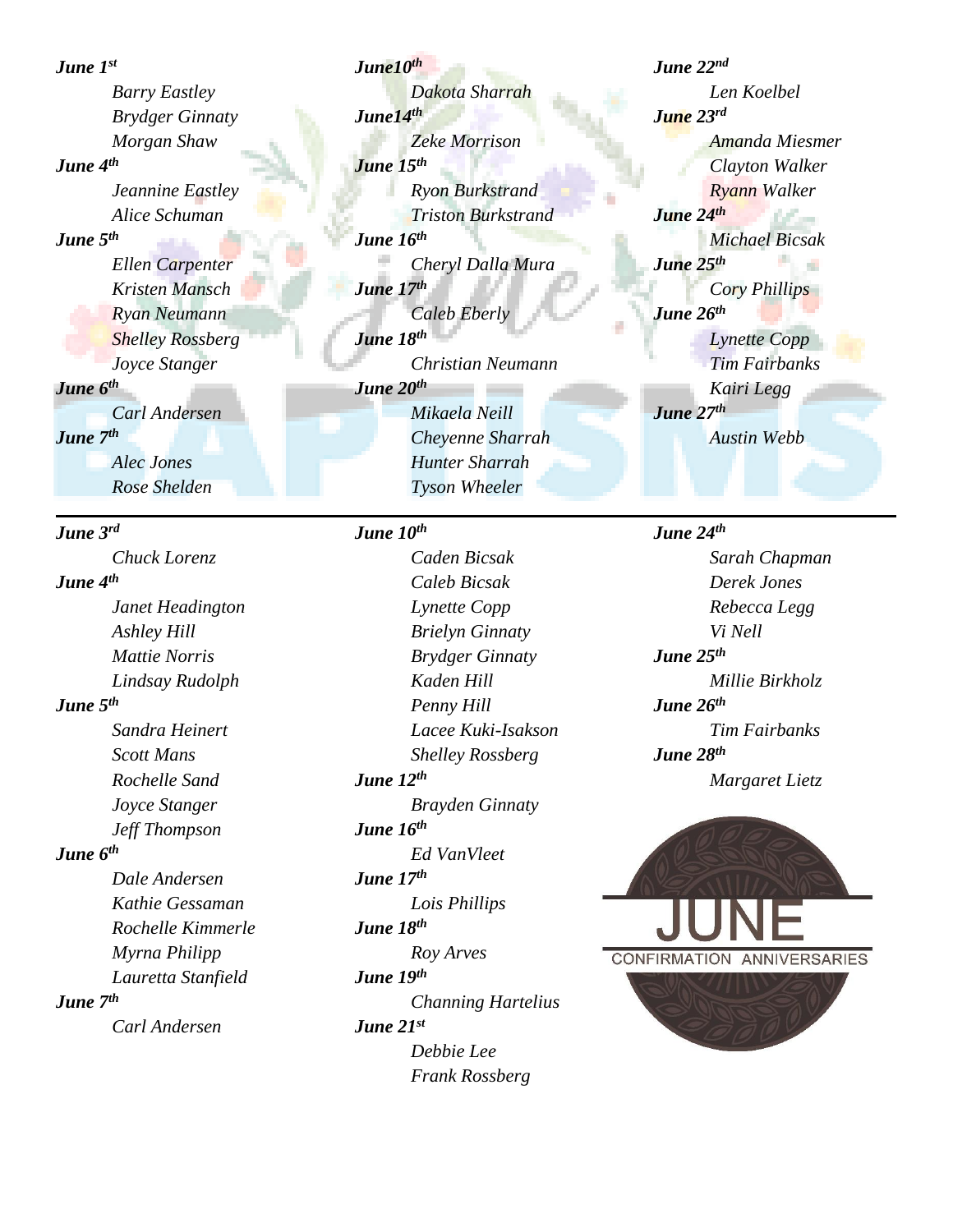# June Baptisms

***June 1st***

- *Barry Eastley*
- *Brydger Ginnaty*
- *Morgan Shaw*

***June 4th***

- *Jeannine Eastley*
- *Alice Schuman*

***June 5th***

- *Ellen Carpenter*
- *Kristen Mansch*
- *Ryan Neumann*
- *Shelley Rossberg*
- *Joyce Stanger*

***June 6th***

- *Carl Andersen*

***June 7th***

- *Alec Jones*
- *Rose Shelden*

***June10th***

- *Dakota Sharrah*

***June14th***

- *Zeke Morrison*

***June 15th***

- *Ryon Burkstrand*
- *Triston Burkstrand*

***June 16th***

- *Cheryl Dalla Mura*

***June 17th***

- *Caleb Eberly*

***June 18th***

- *Christian Neumann*

***June 20th***

- *Mikaela Neill*
- *Cheyenne Sharrah*
- *Hunter Sharrah*
- *Tyson Wheeler*

***June 22nd***

- *Len Koelbel*

***June 23rd***

- *Amanda Miesmer*
- *Clayton Walker*
- *Ryann Walker*

***June 24th***

- *Michael Bicsak*

***June 25th***

- *Cory Phillips*

***June 26th***

- *Lynette Copp*
- *Tim Fairbanks*
- *Kairi Legg*

***June 27th***

- *Austin Webb*

---

# June Confirmation Anniversaries

***June 3rd***

- *Chuck Lorenz*

***June 4th***

- *Janet Headington*
- *Ashley Hill*
- *Mattie Norris*
- *Lindsay Rudolph*

***June 5th***

- *Sandra Heinert*
- *Scott Mans*
- *Rochelle Sand*
- *Joyce Stanger*
- *Jeff Thompson*

***June 6th***

- *Dale Andersen*
- *Kathie Gessaman*
- *Rochelle Kimmerle*
- *Myrna Philipp*
- *Lauretta Stanfield*

***June 7th***

- *Carl Andersen*

***June 10th***

- *Caden Bicsak*
- *Caleb Bicsak*
- *Lynette Copp*
- *Brielyn Ginnaty*
- *Brydger Ginnaty*
- *Kaden Hill*
- *Penny Hill*
- *Lacee Kuki-Isakson*
- *Shelley Rossberg*

***June 12th***

- *Brayden Ginnaty*

***June 16th***

- *Ed VanVleet*

***June 17th***

- *Lois Phillips*

***June 18th***

- *Roy Arves*

***June 19th***

- *Channing Hartelius*

***June 21st***

- *Debbie Lee*
- *Frank Rossberg*

***June 24th***

- *Sarah Chapman*
- *Derek Jones*
- *Rebecca Legg*
- *Vi Nell*

***June 25th***

- *Millie Birkholz*

***June 26th***

- *Tim Fairbanks*

***June 28th***

- *Margaret Lietz*